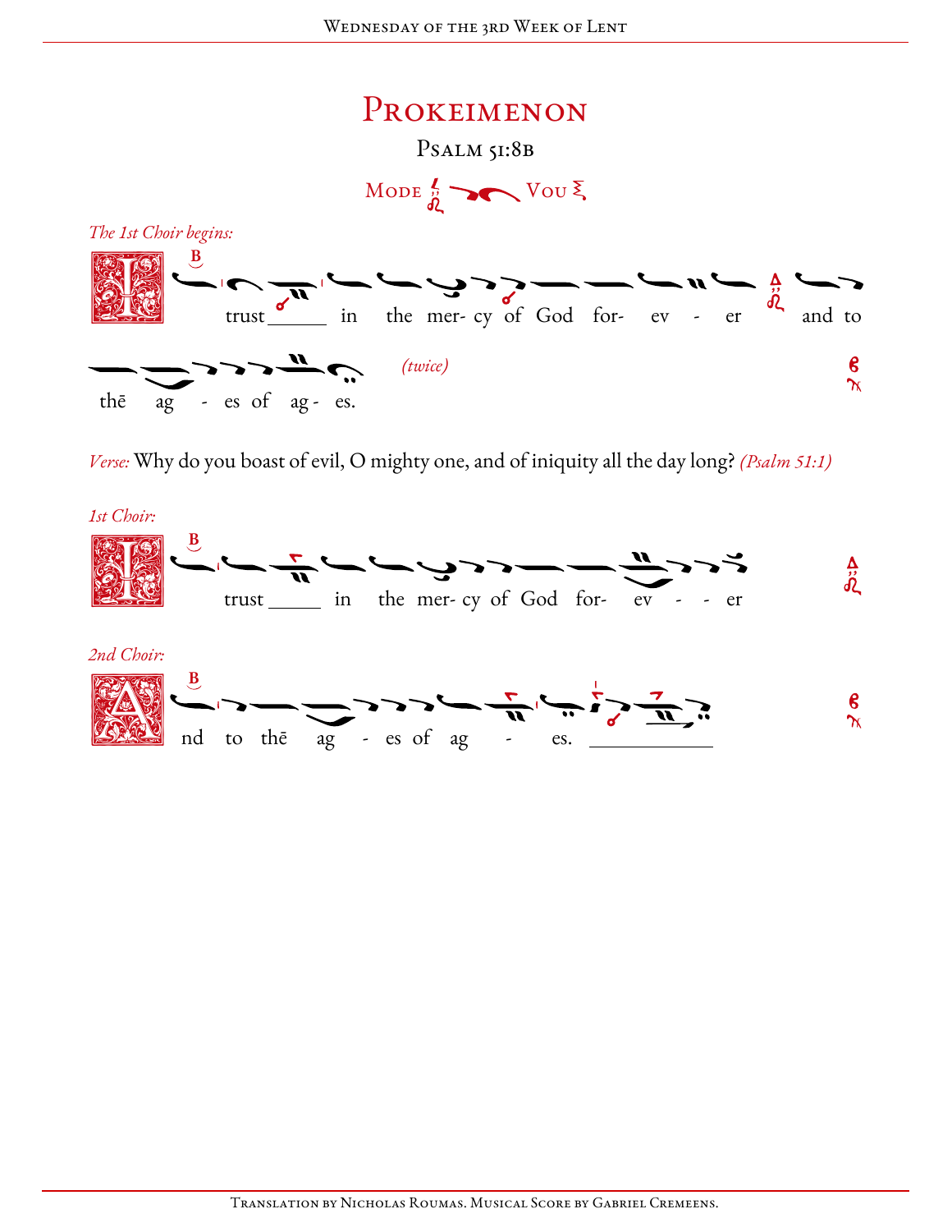# Prokeimenon

## Psalm 51:8b

Mode Vou

*The 1st Choir begins:*

I trust in the mercy of God for- ev - er and to thē ag - es of ag - es. *(twice)*

*Verse:* Why do you boast of evil, O mighty one, and of iniquity all the day long? *(Psalm 51:1)*

*1st Choir:*

I trust in the mer- cy of God for- ev - - er

*2nd Choir:*

And to thē ag - es of ag - es.

Translation by Nicholas Roumas. Musical Score by Gabriel Cremeens.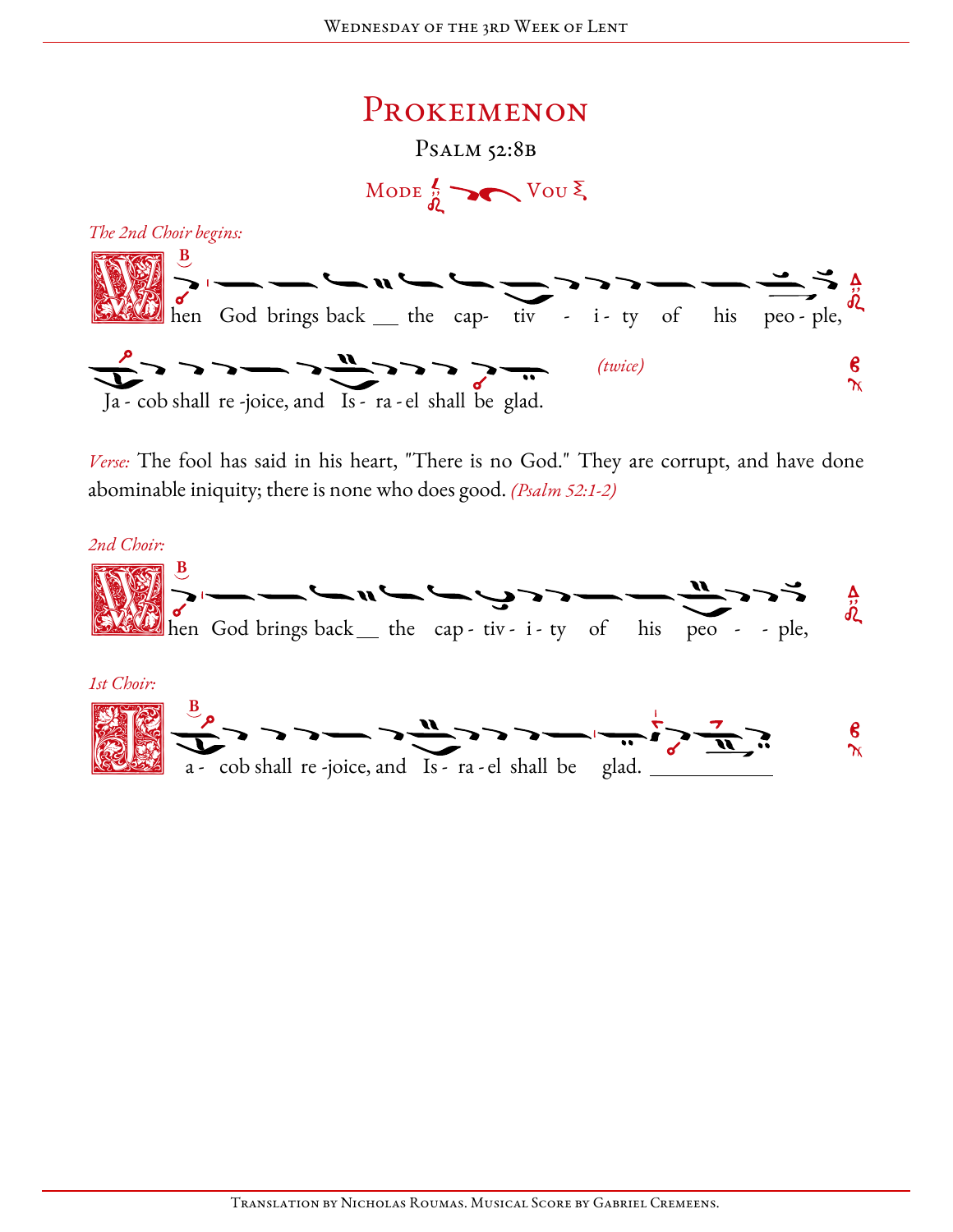# Prokeimenon

Psalm 52:8b

Mode Vou

*The 2nd Choir begins:*

When God brings back __ the cap- tiv - i - ty of his peo - ple,

Ja - cob shall re -joice, and Is - ra - el shall be glad. *(twice)*

*Verse:* The fool has said in his heart, "There is no God." They are corrupt, and have done abominable iniquity; there is none who does good. *(Psalm 52:1-2)*

*2nd Choir:*

When God brings back__ the cap - tiv - i - ty of his peo - - ple,

*1st Choir:*

Ja - cob shall re -joice, and Is - ra - el shall be glad. ___________

Translation by Nicholas Roumas. Musical Score by Gabriel Cremeens.